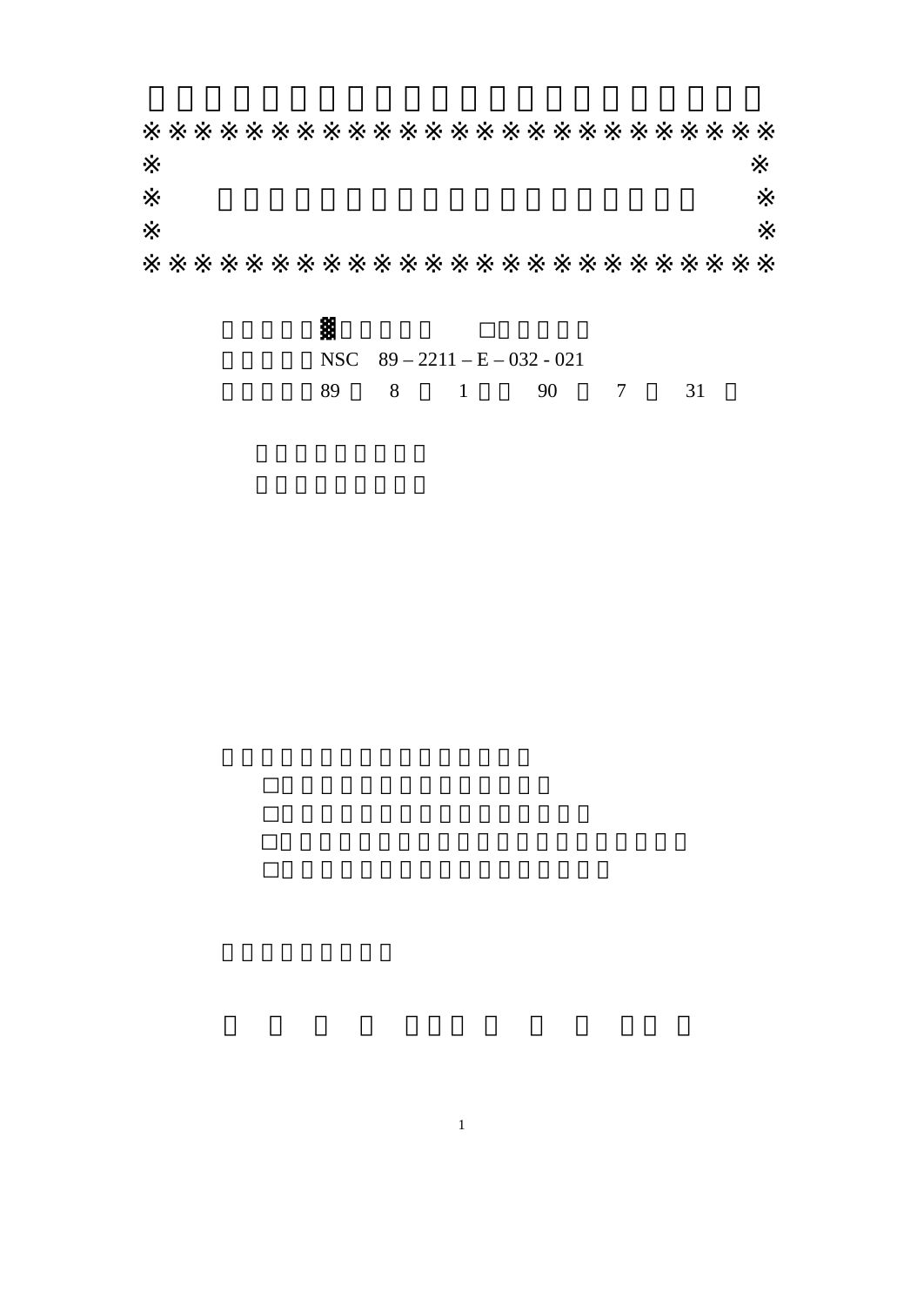※※※※※※※※※※※※※※※※※※※※※※※※※

※ ※

※ ※

※※※※※※※※※※※※※※※※※※※※※※※※※

▓ □

NSC 89 – 2211 – E – 032 - 021

89 8 1 90 7 31

□

□

□

□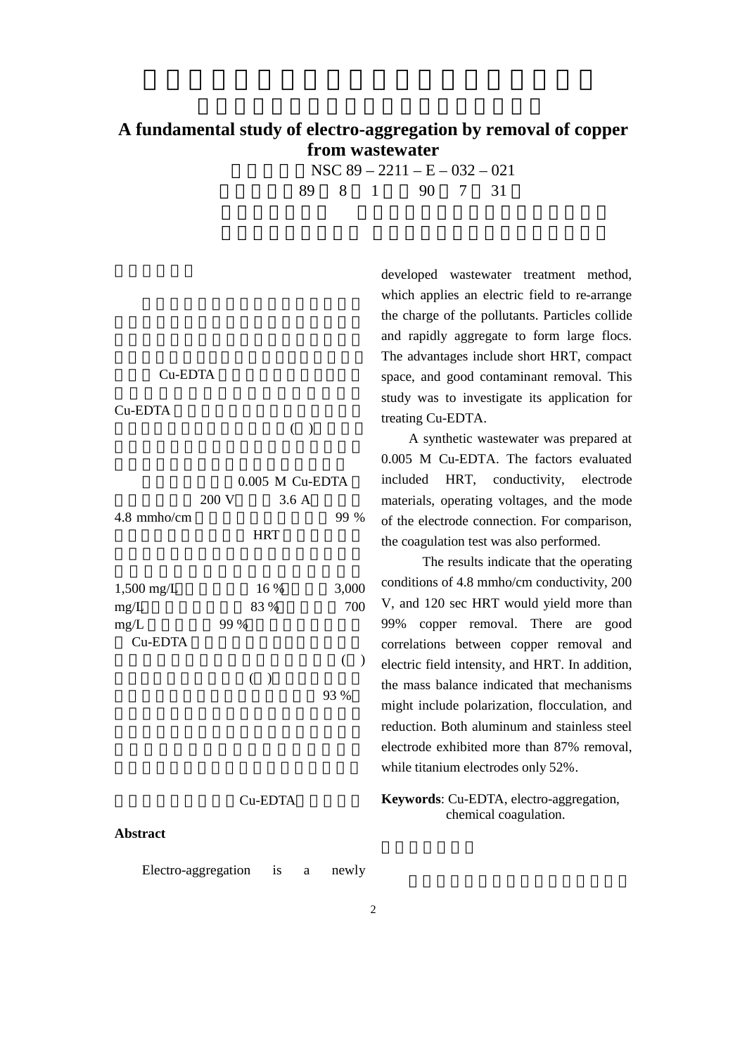# A fundamental study of electro-aggregation by removal of copper from wastewater

NSC 89 – 2211 – E – 032 – 021

89 8 1 90 7 31

Cu-EDTA

Cu-EDTA

( )

0.005 M Cu-EDTA

200 V 3.6 A

4.8 mmho/cm 99 %

HRT

1,500 mg/L 16 % 3,000 mg/L 83 % 700 mg/L 99 %

Cu-EDTA

( )

( )

93 %

Cu-EDTA

## Abstract

Electro-aggregation is a newly developed wastewater treatment method, which applies an electric field to re-arrange the charge of the pollutants. Particles collide and rapidly aggregate to form large flocs. The advantages include short HRT, compact space, and good contaminant removal. This study was to investigate its application for treating Cu-EDTA.

A synthetic wastewater was prepared at 0.005 M Cu-EDTA. The factors evaluated included HRT, conductivity, electrode materials, operating voltages, and the mode of the electrode connection. For comparison, the coagulation test was also performed.

The results indicate that the operating conditions of 4.8 mmho/cm conductivity, 200 V, and 120 sec HRT would yield more than 99% copper removal. There are good correlations between copper removal and electric field intensity, and HRT. In addition, the mass balance indicated that mechanisms might include polarization, flocculation, and reduction. Both aluminum and stainless steel electrode exhibited more than 87% removal, while titanium electrodes only 52%.

**Keywords**: Cu-EDTA, electro-aggregation, chemical coagulation.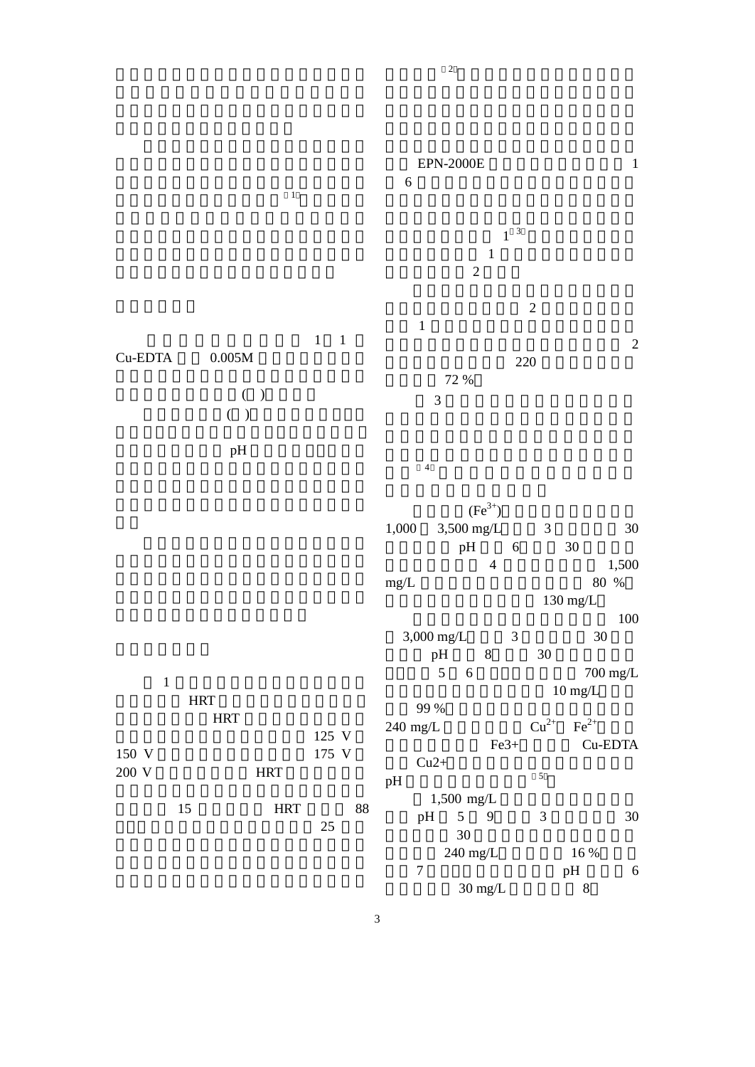[1]

1 1

Cu-EDTA 0.005M

( )

( )

pH

1

HRT

HRT

125 V

150 V 175 V

200 V HRT

15 HRT 88

25

[2]

EPN-2000E 1

6

1[3]

1

2

2

1

2

220

72 %

3

[4]

($Fe^{3+}$)

1,000 3,500 mg/L 3 30

pH 6 30

4 1,500

mg/L 80 %

130 mg/L

100

3,000 mg/L 3 30

pH 8 30

5 6 700 mg/L

10 mg/L

99 %

240 mg/L $Cu^{2+}$ $Fe^{2+}$

Fe3+ Cu-EDTA

Cu2+

pH [5]

1,500 mg/L

pH 5 9 3 30

30

240 mg/L 16 %

7 pH 6

30 mg/L 8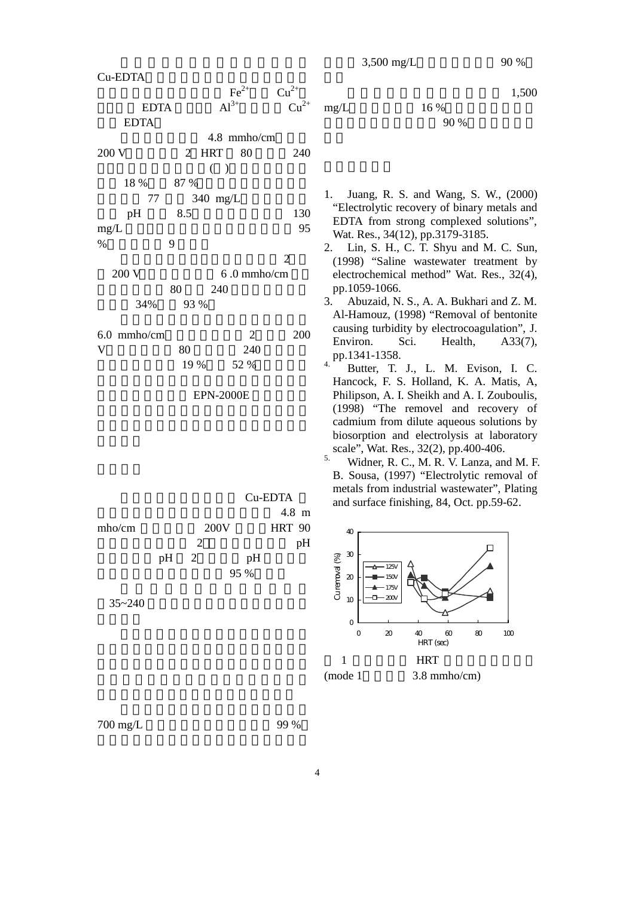Cu-EDTA

$Fe^{2+}$ $Cu^{2+}$

EDTA $Al^{3+}$ $Cu^{2+}$

EDTA

4.8 mmho/cm

200 V 2 HRT 80 240

( )

18 % 87 %

77 340 mg/L

pH 8.5 130 mg/L 95 % 9

2

200 V 6 .0 mmho/cm

80 240

34% 93 %

6.0 mmho/cm 2 200 V 80 240

19 % 52 %

EPN-2000E

Cu-EDTA

4.8 m mho/cm 200V HRT 90

2 pH

pH 2 pH

95 %

35~240

700 mg/L 99 %

3,500 mg/L 90 %

1,500 mg/L 16 %

90 %

1. Juang, R. S. and Wang, S. W., (2000) "Electrolytic recovery of binary metals and EDTA from strong complexed solutions", Wat. Res., 34(12), pp.3179-3185.
2. Lin, S. H., C. T. Shyu and M. C. Sun, (1998) "Saline wastewater treatment by electrochemical method" Wat. Res., 32(4), pp.1059-1066.
3. Abuzaid, N. S., A. A. Bukhari and Z. M. Al-Hamouz, (1998) "Removal of bentonite causing turbidity by electrocoagulation", J. Environ. Sci. Health, A33(7), pp.1341-1358.
4. Butter, T. J., L. M. Evison, I. C. Hancock, F. S. Holland, K. A. Matis, A, Philipson, A. I. Sheikh and A. I. Zouboulis, (1998) "The removel and recovery of cadmium from dilute aqueous solutions by biosorption and electrolysis at laboratory scale", Wat. Res., 32(2), pp.400-406.
5. Widner, R. C., M. R. V. Lanza, and M. F. B. Sousa, (1997) "Electrolytic removal of metals from industrial wastewater", Plating and surface finishing, 84, Oct. pp.59-62.

1 HRT (mode 1 3.8 mmho/cm)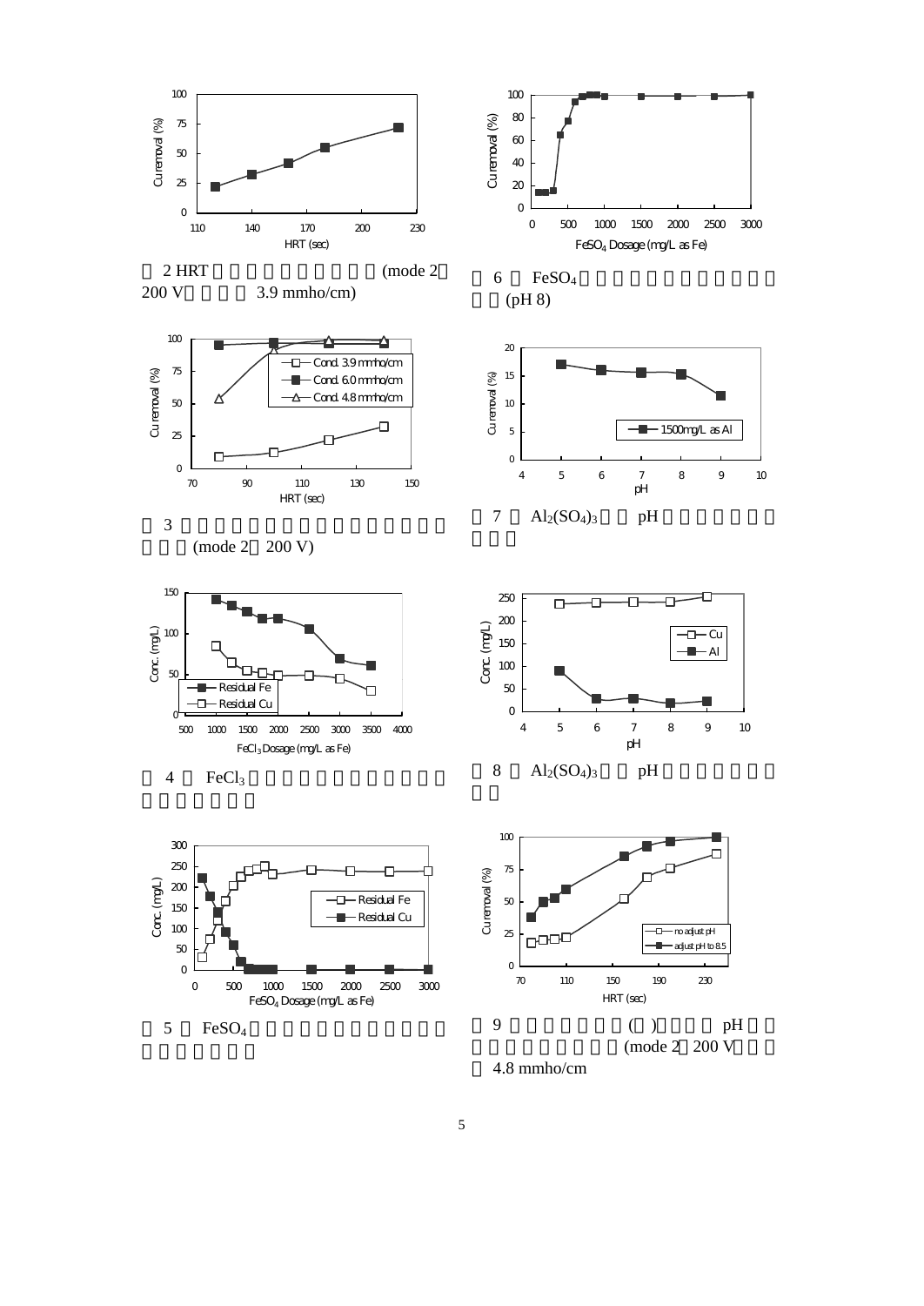100
75
50
25
0
Cu removal (%)
110
140
170
200
230
HRT (sec)

圖 2 HRT (mode 2 200 V 3.9 mmho/cm)

100
80
60
40
20
0
Cu removal (%)
0
500
1000
1500
2000
2500
3000
$FeSO_4$ Dosage (mg/L as Fe)

圖 6 $FeSO_4$ (pH 8)

100
75
50
25
0
Cu removal (%)
70
90
110
130
150
HRT (sec)
Cond. 3.9 mmho/cm
Cond. 6.0 mmho/cm
Cond. 4.8 mmho/cm

圖 3 (mode 2 200 V)

20
15
10
5
0
Cu removal (%)
4
5
6
7
8
9
10
pH
1500mg/L as Al

圖 7 $Al_2(SO_4)_3$ pH

150
100
50
0
Conc. (mg/L)
500
1000
1500
2000
2500
3000
3500
4000
$FeCl_3$ Dosage (mg/L as Fe)
Residual Fe
Residual Cu

圖 4 $FeCl_3$

250
200
150
100
50
0
Conc. (mg/L)
4
5
6
7
8
9
10
pH
Cu
Al

圖 8 $Al_2(SO_4)_3$ pH

300
250
200
150
100
50
0
Conc. (mg/L)
0
500
1000
1500
2000
2500
3000
$FeSO_4$ Dosage (mg/L as Fe)
Residual Fe
Residual Cu

圖 5 $FeSO_4$

100
75
50
25
0
Cu removal (%)
70
110
150
190
230
HRT (sec)
no adjust pH
adjust pH to 8.5

圖 9 ( ) pH (mode 2 200 V 4.8 mmho/cm